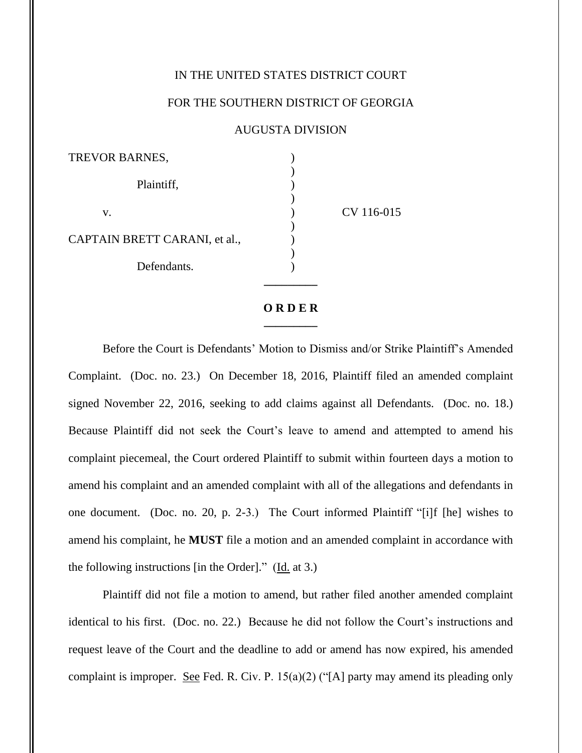IN THE UNITED STATES DISTRICT COURT

FOR THE SOUTHERN DISTRICT OF GEORGIA

AUGUSTA DIVISION

| | | |
|---|---|---|
| TREVOR BARNES, | ) | |
| | ) | |
| Plaintiff, | ) | |
| | ) | |
| v. | ) | CV 116-015 |
| | ) | |
| CAPTAIN BRETT CARANI, et al., | ) | |
| | ) | |
| Defendants. | ) | |

---

**O R D E R**

---

Before the Court is Defendants' Motion to Dismiss and/or Strike Plaintiff's Amended Complaint. (Doc. no. 23.) On December 18, 2016, Plaintiff filed an amended complaint signed November 22, 2016, seeking to add claims against all Defendants. (Doc. no. 18.) Because Plaintiff did not seek the Court's leave to amend and attempted to amend his complaint piecemeal, the Court ordered Plaintiff to submit within fourteen days a motion to amend his complaint and an amended complaint with all of the allegations and defendants in one document. (Doc. no. 20, p. 2-3.) The Court informed Plaintiff "[i]f [he] wishes to amend his complaint, he **MUST** file a motion and an amended complaint in accordance with the following instructions [in the Order]." (Id. at 3.)

Plaintiff did not file a motion to amend, but rather filed another amended complaint identical to his first. (Doc. no. 22.) Because he did not follow the Court's instructions and request leave of the Court and the deadline to add or amend has now expired, his amended complaint is improper. See Fed. R. Civ. P. 15(a)(2) ("[A] party may amend its pleading only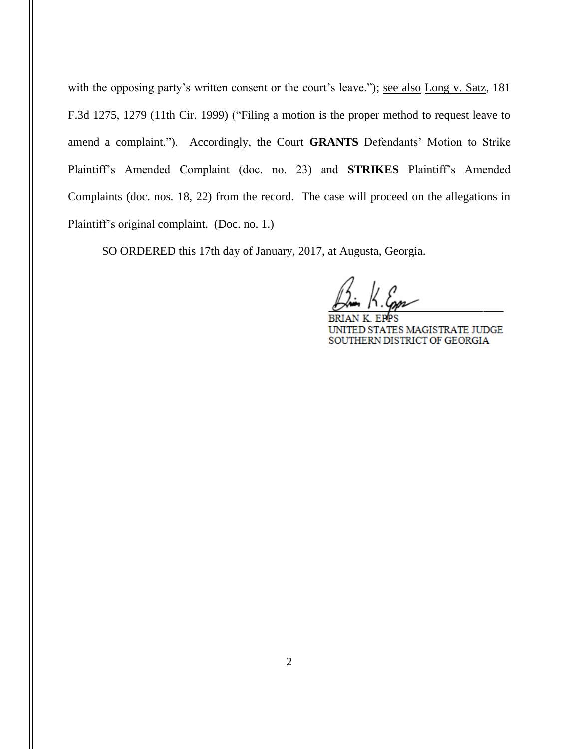with the opposing party's written consent or the court's leave."); see also Long v. Satz, 181 F.3d 1275, 1279 (11th Cir. 1999) ("Filing a motion is the proper method to request leave to amend a complaint."). Accordingly, the Court **GRANTS** Defendants' Motion to Strike Plaintiff's Amended Complaint (doc. no. 23) and **STRIKES** Plaintiff's Amended Complaints (doc. nos. 18, 22) from the record. The case will proceed on the allegations in Plaintiff's original complaint. (Doc. no. 1.)

SO ORDERED this 17th day of January, 2017, at Augusta, Georgia.

BRIAN K. EPPS
UNITED STATES MAGISTRATE JUDGE
SOUTHERN DISTRICT OF GEORGIA